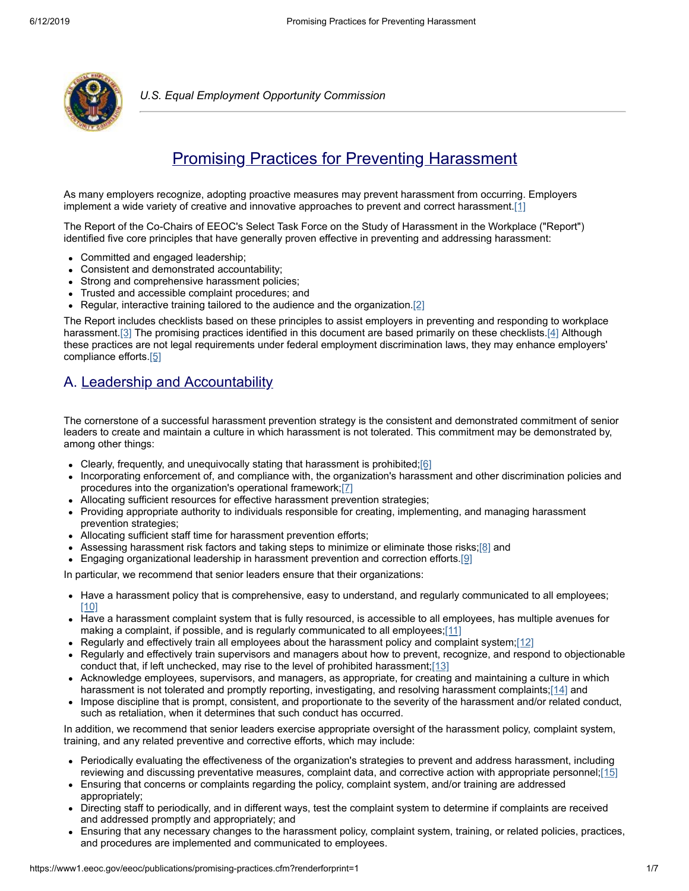*U.S. Equal Employment Opportunity Commission*

# Promising Practices for Preventing Harassment

As many employers recognize, adopting proactive measures may prevent harassment from occurring. Employers implement a wide variety of creative and innovative approaches to prevent and correct harassment.[1]

The Report of the Co-Chairs of EEOC's Select Task Force on the Study of Harassment in the Workplace ("Report") identified five core principles that have generally proven effective in preventing and addressing harassment:

- Committed and engaged leadership;
- Consistent and demonstrated accountability;
- Strong and comprehensive harassment policies;
- Trusted and accessible complaint procedures; and
- Regular, interactive training tailored to the audience and the organization.[2]

The Report includes checklists based on these principles to assist employers in preventing and responding to workplace harassment.[3] The promising practices identified in this document are based primarily on these checklists.[4] Although these practices are not legal requirements under federal employment discrimination laws, they may enhance employers' compliance efforts.[5]

## A. Leadership and Accountability

The cornerstone of a successful harassment prevention strategy is the consistent and demonstrated commitment of senior leaders to create and maintain a culture in which harassment is not tolerated. This commitment may be demonstrated by, among other things:

- Clearly, frequently, and unequivocally stating that harassment is prohibited;[6]
- Incorporating enforcement of, and compliance with, the organization's harassment and other discrimination policies and procedures into the organization's operational framework;[7]
- Allocating sufficient resources for effective harassment prevention strategies;
- Providing appropriate authority to individuals responsible for creating, implementing, and managing harassment prevention strategies;
- Allocating sufficient staff time for harassment prevention efforts;
- Assessing harassment risk factors and taking steps to minimize or eliminate those risks;[8] and
- Engaging organizational leadership in harassment prevention and correction efforts.[9]

In particular, we recommend that senior leaders ensure that their organizations:

- Have a harassment policy that is comprehensive, easy to understand, and regularly communicated to all employees;[10]
- Have a harassment complaint system that is fully resourced, is accessible to all employees, has multiple avenues for making a complaint, if possible, and is regularly communicated to all employees;[11]
- Regularly and effectively train all employees about the harassment policy and complaint system;[12]
- Regularly and effectively train supervisors and managers about how to prevent, recognize, and respond to objectionable conduct that, if left unchecked, may rise to the level of prohibited harassment;[13]
- Acknowledge employees, supervisors, and managers, as appropriate, for creating and maintaining a culture in which harassment is not tolerated and promptly reporting, investigating, and resolving harassment complaints;[14] and
- Impose discipline that is prompt, consistent, and proportionate to the severity of the harassment and/or related conduct, such as retaliation, when it determines that such conduct has occurred.

In addition, we recommend that senior leaders exercise appropriate oversight of the harassment policy, complaint system, training, and any related preventive and corrective efforts, which may include:

- Periodically evaluating the effectiveness of the organization's strategies to prevent and address harassment, including reviewing and discussing preventative measures, complaint data, and corrective action with appropriate personnel;[15]
- Ensuring that concerns or complaints regarding the policy, complaint system, and/or training are addressed appropriately;
- Directing staff to periodically, and in different ways, test the complaint system to determine if complaints are received and addressed promptly and appropriately; and
- Ensuring that any necessary changes to the harassment policy, complaint system, training, or related policies, practices, and procedures are implemented and communicated to employees.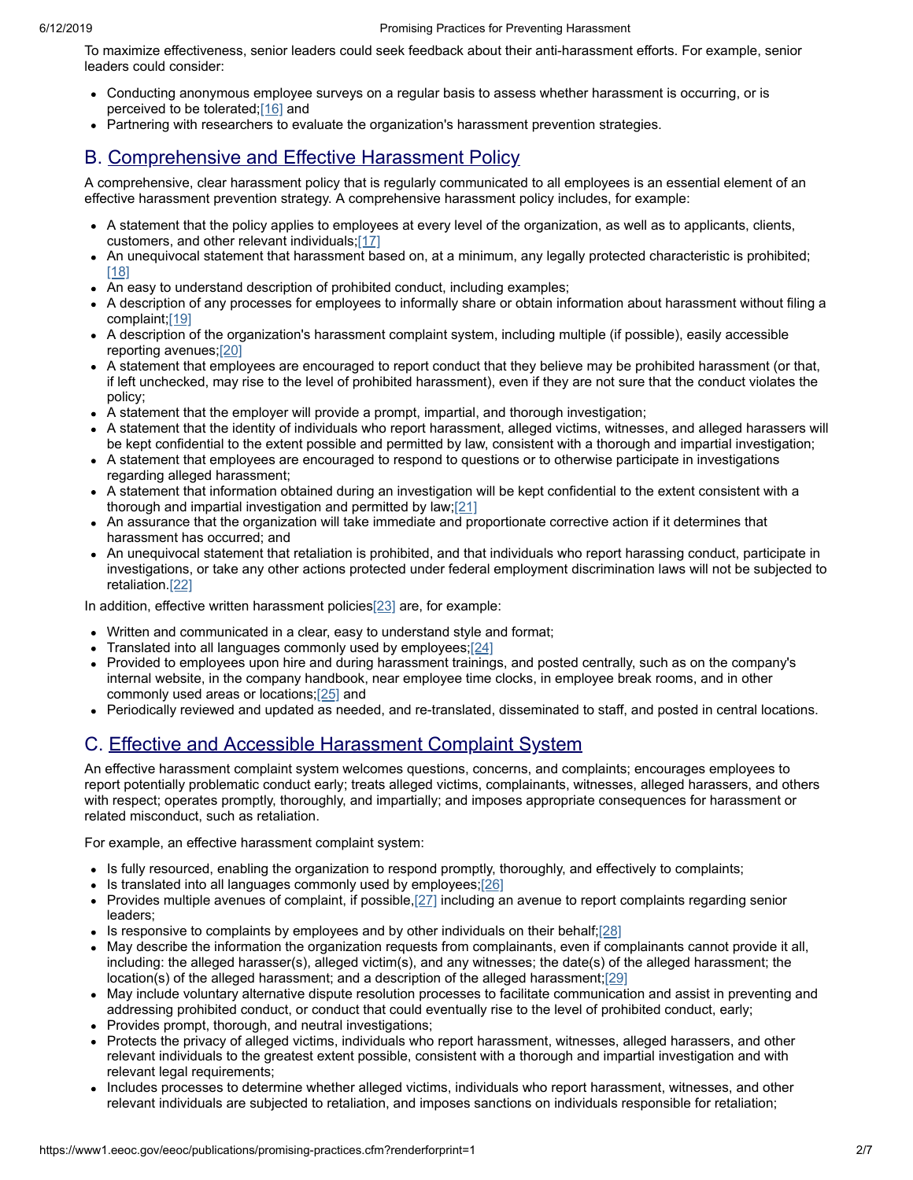To maximize effectiveness, senior leaders could seek feedback about their anti-harassment efforts. For example, senior leaders could consider:

- Conducting anonymous employee surveys on a regular basis to assess whether harassment is occurring, or is perceived to be tolerated;[16] and
- Partnering with researchers to evaluate the organization's harassment prevention strategies.

## B. Comprehensive and Effective Harassment Policy

A comprehensive, clear harassment policy that is regularly communicated to all employees is an essential element of an effective harassment prevention strategy. A comprehensive harassment policy includes, for example:

- A statement that the policy applies to employees at every level of the organization, as well as to applicants, clients, customers, and other relevant individuals;[17]
- An unequivocal statement that harassment based on, at a minimum, any legally protected characteristic is prohibited;[18]
- An easy to understand description of prohibited conduct, including examples;
- A description of any processes for employees to informally share or obtain information about harassment without filing a complaint;[19]
- A description of the organization's harassment complaint system, including multiple (if possible), easily accessible reporting avenues;[20]
- A statement that employees are encouraged to report conduct that they believe may be prohibited harassment (or that, if left unchecked, may rise to the level of prohibited harassment), even if they are not sure that the conduct violates the policy;
- A statement that the employer will provide a prompt, impartial, and thorough investigation;
- A statement that the identity of individuals who report harassment, alleged victims, witnesses, and alleged harassers will be kept confidential to the extent possible and permitted by law, consistent with a thorough and impartial investigation;
- A statement that employees are encouraged to respond to questions or to otherwise participate in investigations regarding alleged harassment;
- A statement that information obtained during an investigation will be kept confidential to the extent consistent with a thorough and impartial investigation and permitted by law;[21]
- An assurance that the organization will take immediate and proportionate corrective action if it determines that harassment has occurred; and
- An unequivocal statement that retaliation is prohibited, and that individuals who report harassing conduct, participate in investigations, or take any other actions protected under federal employment discrimination laws will not be subjected to retaliation.[22]

In addition, effective written harassment policies[23] are, for example:

- Written and communicated in a clear, easy to understand style and format;
- Translated into all languages commonly used by employees;[24]
- Provided to employees upon hire and during harassment trainings, and posted centrally, such as on the company's internal website, in the company handbook, near employee time clocks, in employee break rooms, and in other commonly used areas or locations;[25] and
- Periodically reviewed and updated as needed, and re-translated, disseminated to staff, and posted in central locations.

## C. Effective and Accessible Harassment Complaint System

An effective harassment complaint system welcomes questions, concerns, and complaints; encourages employees to report potentially problematic conduct early; treats alleged victims, complainants, witnesses, alleged harassers, and others with respect; operates promptly, thoroughly, and impartially; and imposes appropriate consequences for harassment or related misconduct, such as retaliation.

For example, an effective harassment complaint system:

- Is fully resourced, enabling the organization to respond promptly, thoroughly, and effectively to complaints;
- Is translated into all languages commonly used by employees;[26]
- Provides multiple avenues of complaint, if possible,[27] including an avenue to report complaints regarding senior leaders;
- Is responsive to complaints by employees and by other individuals on their behalf;[28]
- May describe the information the organization requests from complainants, even if complainants cannot provide it all, including: the alleged harasser(s), alleged victim(s), and any witnesses; the date(s) of the alleged harassment; the location(s) of the alleged harassment; and a description of the alleged harassment;[29]
- May include voluntary alternative dispute resolution processes to facilitate communication and assist in preventing and addressing prohibited conduct, or conduct that could eventually rise to the level of prohibited conduct, early;
- Provides prompt, thorough, and neutral investigations;
- Protects the privacy of alleged victims, individuals who report harassment, witnesses, alleged harassers, and other relevant individuals to the greatest extent possible, consistent with a thorough and impartial investigation and with relevant legal requirements;
- Includes processes to determine whether alleged victims, individuals who report harassment, witnesses, and other relevant individuals are subjected to retaliation, and imposes sanctions on individuals responsible for retaliation;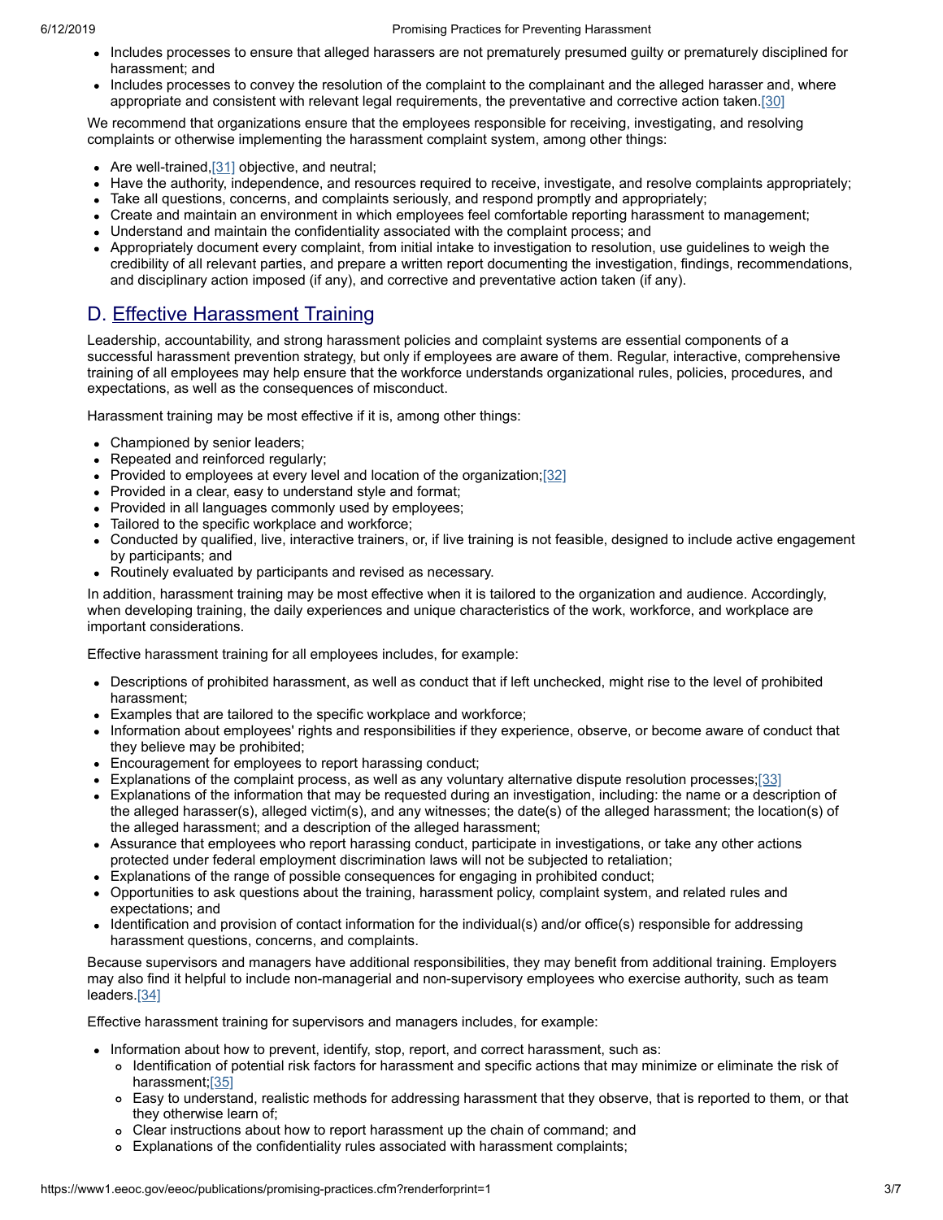- Includes processes to ensure that alleged harassers are not prematurely presumed guilty or prematurely disciplined for harassment; and
- Includes processes to convey the resolution of the complaint to the complainant and the alleged harasser and, where appropriate and consistent with relevant legal requirements, the preventative and corrective action taken.[30]

We recommend that organizations ensure that the employees responsible for receiving, investigating, and resolving complaints or otherwise implementing the harassment complaint system, among other things:

- Are well-trained,[31] objective, and neutral;
- Have the authority, independence, and resources required to receive, investigate, and resolve complaints appropriately;
- Take all questions, concerns, and complaints seriously, and respond promptly and appropriately;
- Create and maintain an environment in which employees feel comfortable reporting harassment to management;
- Understand and maintain the confidentiality associated with the complaint process; and
- Appropriately document every complaint, from initial intake to investigation to resolution, use guidelines to weigh the credibility of all relevant parties, and prepare a written report documenting the investigation, findings, recommendations, and disciplinary action imposed (if any), and corrective and preventative action taken (if any).

## D. Effective Harassment Training

Leadership, accountability, and strong harassment policies and complaint systems are essential components of a successful harassment prevention strategy, but only if employees are aware of them. Regular, interactive, comprehensive training of all employees may help ensure that the workforce understands organizational rules, policies, procedures, and expectations, as well as the consequences of misconduct.

Harassment training may be most effective if it is, among other things:

- Championed by senior leaders;
- Repeated and reinforced regularly;
- Provided to employees at every level and location of the organization;[32]
- Provided in a clear, easy to understand style and format;
- Provided in all languages commonly used by employees;
- Tailored to the specific workplace and workforce;
- Conducted by qualified, live, interactive trainers, or, if live training is not feasible, designed to include active engagement by participants; and
- Routinely evaluated by participants and revised as necessary.

In addition, harassment training may be most effective when it is tailored to the organization and audience. Accordingly, when developing training, the daily experiences and unique characteristics of the work, workforce, and workplace are important considerations.

Effective harassment training for all employees includes, for example:

- Descriptions of prohibited harassment, as well as conduct that if left unchecked, might rise to the level of prohibited harassment;
- Examples that are tailored to the specific workplace and workforce;
- Information about employees' rights and responsibilities if they experience, observe, or become aware of conduct that they believe may be prohibited;
- Encouragement for employees to report harassing conduct;
- Explanations of the complaint process, as well as any voluntary alternative dispute resolution processes;[33]
- Explanations of the information that may be requested during an investigation, including: the name or a description of the alleged harasser(s), alleged victim(s), and any witnesses; the date(s) of the alleged harassment; the location(s) of the alleged harassment; and a description of the alleged harassment;
- Assurance that employees who report harassing conduct, participate in investigations, or take any other actions protected under federal employment discrimination laws will not be subjected to retaliation;
- Explanations of the range of possible consequences for engaging in prohibited conduct;
- Opportunities to ask questions about the training, harassment policy, complaint system, and related rules and expectations; and
- Identification and provision of contact information for the individual(s) and/or office(s) responsible for addressing harassment questions, concerns, and complaints.

Because supervisors and managers have additional responsibilities, they may benefit from additional training. Employers may also find it helpful to include non-managerial and non-supervisory employees who exercise authority, such as team leaders.[34]

Effective harassment training for supervisors and managers includes, for example:

- Information about how to prevent, identify, stop, report, and correct harassment, such as:
  - Identification of potential risk factors for harassment and specific actions that may minimize or eliminate the risk of harassment;[35]
  - Easy to understand, realistic methods for addressing harassment that they observe, that is reported to them, or that they otherwise learn of;
  - Clear instructions about how to report harassment up the chain of command; and
  - Explanations of the confidentiality rules associated with harassment complaints;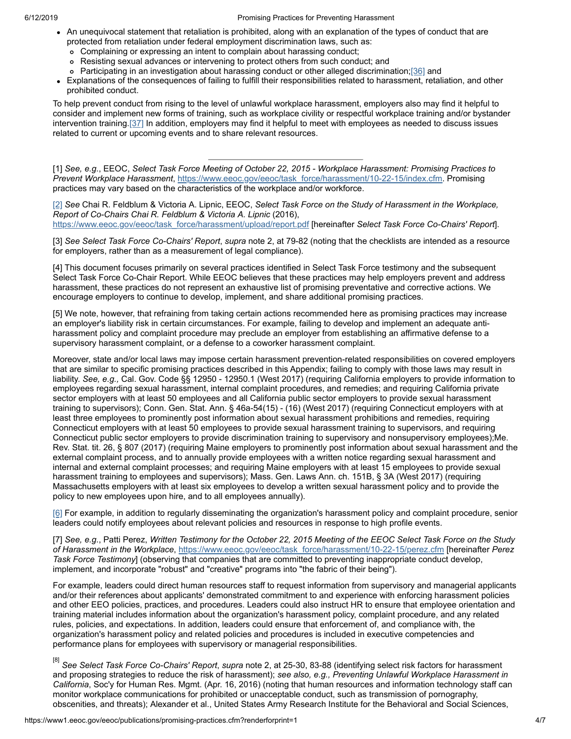- An unequivocal statement that retaliation is prohibited, along with an explanation of the types of conduct that are protected from retaliation under federal employment discrimination laws, such as:
  - Complaining or expressing an intent to complain about harassing conduct;
  - Resisting sexual advances or intervening to protect others from such conduct; and
  - Participating in an investigation about harassing conduct or other alleged discrimination;[36] and
- Explanations of the consequences of failing to fulfill their responsibilities related to harassment, retaliation, and other prohibited conduct.

To help prevent conduct from rising to the level of unlawful workplace harassment, employers also may find it helpful to consider and implement new forms of training, such as workplace civility or respectful workplace training and/or bystander intervention training.[37] In addition, employers may find it helpful to meet with employees as needed to discuss issues related to current or upcoming events and to share relevant resources.

---

[1] *See, e.g.*, EEOC, *Select Task Force Meeting of October 22, 2015 - Workplace Harassment: Promising Practices to Prevent Workplace Harassment*, https://www.eeoc.gov/eeoc/task_force/harassment/10-22-15/index.cfm. Promising practices may vary based on the characteristics of the workplace and/or workforce.

[2] *See* Chai R. Feldblum & Victoria A. Lipnic, EEOC, *Select Task Force on the Study of Harassment in the Workplace, Report of Co-Chairs Chai R. Feldblum & Victoria A. Lipnic* (2016), https://www.eeoc.gov/eeoc/task_force/harassment/upload/report.pdf [hereinafter *Select Task Force Co-Chairs' Report*].

[3] *See Select Task Force Co-Chairs' Report*, *supra* note 2, at 79-82 (noting that the checklists are intended as a resource for employers, rather than as a measurement of legal compliance).

[4] This document focuses primarily on several practices identified in Select Task Force testimony and the subsequent Select Task Force Co-Chair Report. While EEOC believes that these practices may help employers prevent and address harassment, these practices do not represent an exhaustive list of promising preventative and corrective actions. We encourage employers to continue to develop, implement, and share additional promising practices.

[5] We note, however, that refraining from taking certain actions recommended here as promising practices may increase an employer's liability risk in certain circumstances. For example, failing to develop and implement an adequate anti-harassment policy and complaint procedure may preclude an employer from establishing an affirmative defense to a supervisory harassment complaint, or a defense to a coworker harassment complaint.

Moreover, state and/or local laws may impose certain harassment prevention-related responsibilities on covered employers that are similar to specific promising practices described in this Appendix; failing to comply with those laws may result in liability. *See, e.g.,* Cal. Gov. Code §§ 12950 - 12950.1 (West 2017) (requiring California employers to provide information to employees regarding sexual harassment, internal complaint procedures, and remedies; and requiring California private sector employers with at least 50 employees and all California public sector employers to provide sexual harassment training to supervisors); Conn. Gen. Stat. Ann. § 46a-54(15) - (16) (West 2017) (requiring Connecticut employers with at least three employees to prominently post information about sexual harassment prohibitions and remedies, requiring Connecticut employers with at least 50 employees to provide sexual harassment training to supervisors, and requiring Connecticut public sector employers to provide discrimination training to supervisory and nonsupervisory employees);Me. Rev. Stat. tit. 26, § 807 (2017) (requiring Maine employers to prominently post information about sexual harassment and the external complaint process, and to annually provide employees with a written notice regarding sexual harassment and internal and external complaint processes; and requiring Maine employers with at least 15 employees to provide sexual harassment training to employees and supervisors); Mass. Gen. Laws Ann. ch. 151B, § 3A (West 2017) (requiring Massachusetts employers with at least six employees to develop a written sexual harassment policy and to provide the policy to new employees upon hire, and to all employees annually).

[6] For example, in addition to regularly disseminating the organization's harassment policy and complaint procedure, senior leaders could notify employees about relevant policies and resources in response to high profile events.

[7] *See, e.g.*, Patti Perez, *Written Testimony for the October 22, 2015 Meeting of the EEOC Select Task Force on the Study of Harassment in the Workplace*, https://www.eeoc.gov/eeoc/task_force/harassment/10-22-15/perez.cfm [hereinafter *Perez Task Force Testimony*] (observing that companies that are committed to preventing inappropriate conduct develop, implement, and incorporate "robust" and "creative" programs into "the fabric of their being").

For example, leaders could direct human resources staff to request information from supervisory and managerial applicants and/or their references about applicants' demonstrated commitment to and experience with enforcing harassment policies and other EEO policies, practices, and procedures. Leaders could also instruct HR to ensure that employee orientation and training material includes information about the organization's harassment policy, complaint procedure, and any related rules, policies, and expectations. In addition, leaders could ensure that enforcement of, and compliance with, the organization's harassment policy and related policies and procedures is included in executive competencies and performance plans for employees with supervisory or managerial responsibilities.

[8] *See Select Task Force Co-Chairs' Report*, *supra* note 2, at 25-30, 83-88 (identifying select risk factors for harassment and proposing strategies to reduce the risk of harassment); *see also, e.g., Preventing Unlawful Workplace Harassment in California*, Soc'y for Human Res. Mgmt. (Apr. 16, 2016) (noting that human resources and information technology staff can monitor workplace communications for prohibited or unacceptable conduct, such as transmission of pornography, obscenities, and threats); Alexander et al., United States Army Research Institute for the Behavioral and Social Sciences,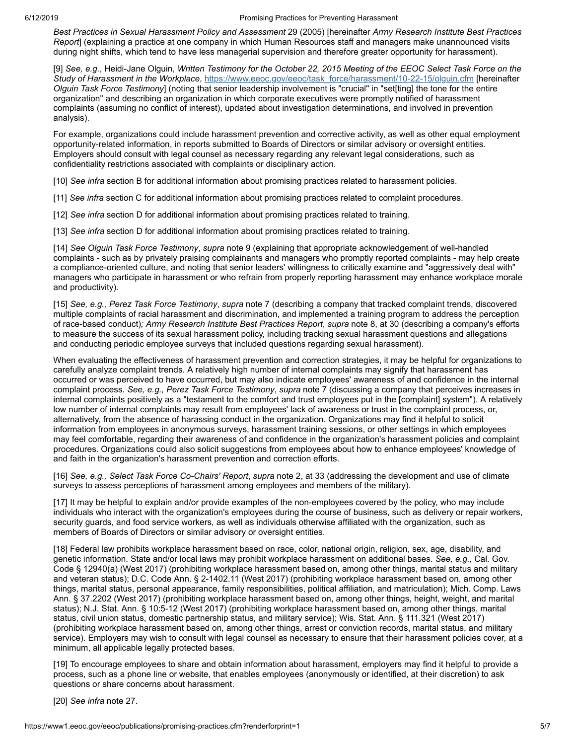*Best Practices in Sexual Harassment Policy and Assessment* 29 (2005) [hereinafter *Army Research Institute Best Practices Report*] (explaining a practice at one company in which Human Resources staff and managers make unannounced visits during night shifts, which tend to have less managerial supervision and therefore greater opportunity for harassment).

[9] *See, e.g.*, Heidi-Jane Olguin, *Written Testimony for the October 22, 2015 Meeting of the EEOC Select Task Force on the Study of Harassment in the Workplace*, https://www.eeoc.gov/eeoc/task_force/harassment/10-22-15/olguin.cfm [hereinafter *Olguin Task Force Testimony*] (noting that senior leadership involvement is "crucial" in "set[ting] the tone for the entire organization" and describing an organization in which corporate executives were promptly notified of harassment complaints (assuming no conflict of interest), updated about investigation determinations, and involved in prevention analysis).

For example, organizations could include harassment prevention and corrective activity, as well as other equal employment opportunity-related information, in reports submitted to Boards of Directors or similar advisory or oversight entities. Employers should consult with legal counsel as necessary regarding any relevant legal considerations, such as confidentiality restrictions associated with complaints or disciplinary action.

[10] *See infra* section B for additional information about promising practices related to harassment policies.

[11] *See infra* section C for additional information about promising practices related to complaint procedures.

[12] *See infra* section D for additional information about promising practices related to training.

[13] *See infra* section D for additional information about promising practices related to training.

[14] *See Olguin Task Force Testimony*, *supra* note 9 (explaining that appropriate acknowledgement of well-handled complaints - such as by privately praising complainants and managers who promptly reported complaints - may help create a compliance-oriented culture, and noting that senior leaders' willingness to critically examine and "aggressively deal with" managers who participate in harassment or who refrain from properly reporting harassment may enhance workplace morale and productivity).

[15] *See, e.g., Perez Task Force Testimony*, *supra* note 7 (describing a company that tracked complaint trends, discovered multiple complaints of racial harassment and discrimination, and implemented a training program to address the perception of race-based conduct)*; Army Research Institute Best Practices Report*, *supra* note 8, at 30 (describing a company's efforts to measure the success of its sexual harassment policy, including tracking sexual harassment questions and allegations and conducting periodic employee surveys that included questions regarding sexual harassment).

When evaluating the effectiveness of harassment prevention and correction strategies, it may be helpful for organizations to carefully analyze complaint trends. A relatively high number of internal complaints may signify that harassment has occurred or was perceived to have occurred, but may also indicate employees' awareness of and confidence in the internal complaint process. *See, e.g., Perez Task Force Testimony*, *supra* note 7 (discussing a company that perceives increases in internal complaints positively as a "testament to the comfort and trust employees put in the [complaint] system"). A relatively low number of internal complaints may result from employees' lack of awareness or trust in the complaint process, or, alternatively, from the absence of harassing conduct in the organization. Organizations may find it helpful to solicit information from employees in anonymous surveys, harassment training sessions, or other settings in which employees may feel comfortable, regarding their awareness of and confidence in the organization's harassment policies and complaint procedures. Organizations could also solicit suggestions from employees about how to enhance employees' knowledge of and faith in the organization's harassment prevention and correction efforts.

[16] *See, e.g., Select Task Force Co-Chairs' Report*, *supra* note 2, at 33 (addressing the development and use of climate surveys to assess perceptions of harassment among employees and members of the military).

[17] It may be helpful to explain and/or provide examples of the non-employees covered by the policy, who may include individuals who interact with the organization's employees during the course of business, such as delivery or repair workers, security guards, and food service workers, as well as individuals otherwise affiliated with the organization, such as members of Boards of Directors or similar advisory or oversight entities.

[18] Federal law prohibits workplace harassment based on race, color, national origin, religion, sex, age, disability, and genetic information. State and/or local laws may prohibit workplace harassment on additional bases. *See, e.g.,* Cal. Gov. Code § 12940(a) (West 2017) (prohibiting workplace harassment based on, among other things, marital status and military and veteran status); D.C. Code Ann. § 2-1402.11 (West 2017) (prohibiting workplace harassment based on, among other things, marital status, personal appearance, family responsibilities, political affiliation, and matriculation); Mich. Comp. Laws Ann. § 37.2202 (West 2017) (prohibiting workplace harassment based on, among other things, height, weight, and marital status); N.J. Stat. Ann. § 10:5-12 (West 2017) (prohibiting workplace harassment based on, among other things, marital status, civil union status, domestic partnership status, and military service); Wis. Stat. Ann. § 111.321 (West 2017) (prohibiting workplace harassment based on, among other things, arrest or conviction records, marital status, and military service). Employers may wish to consult with legal counsel as necessary to ensure that their harassment policies cover, at a minimum, all applicable legally protected bases.

[19] To encourage employees to share and obtain information about harassment, employers may find it helpful to provide a process, such as a phone line or website, that enables employees (anonymously or identified, at their discretion) to ask questions or share concerns about harassment.

[20] *See infra* note 27.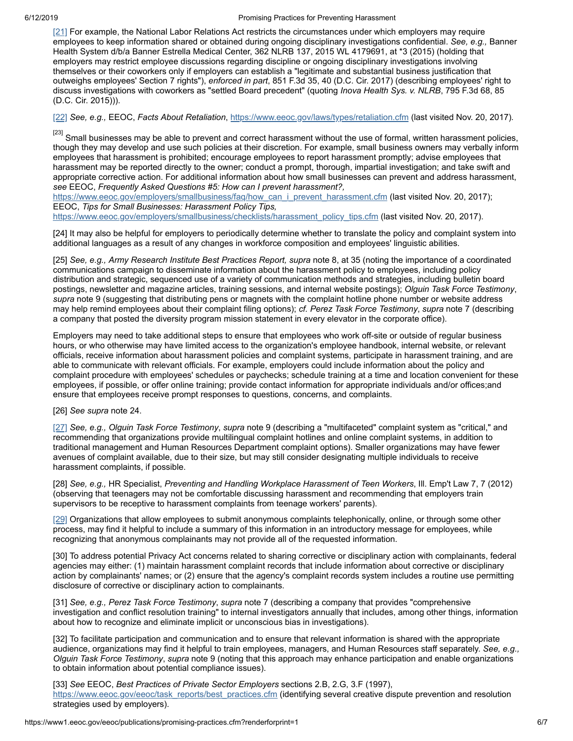[21] For example, the National Labor Relations Act restricts the circumstances under which employers may require employees to keep information shared or obtained during ongoing disciplinary investigations confidential. *See, e.g.,* Banner Health System d/b/a Banner Estrella Medical Center, 362 NLRB 137, 2015 WL 4179691, at *3 (2015) (holding that employers may restrict employee discussions regarding discipline or ongoing disciplinary investigations involving themselves or their coworkers only if employers can establish a "legitimate and substantial business justification that outweighs employees' Section 7 rights"), *enforced in part*, 851 F.3d 35, 40 (D.C. Cir. 2017) (describing employees' right to discuss investigations with coworkers as "settled Board precedent" (quoting *Inova Health Sys. v. NLRB*, 795 F.3d 68, 85 (D.C. Cir. 2015))).

[22] *See, e.g.,* EEOC, *Facts About Retaliation*, https://www.eeoc.gov/laws/types/retaliation.cfm (last visited Nov. 20, 2017).

[23] Small businesses may be able to prevent and correct harassment without the use of formal, written harassment policies, though they may develop and use such policies at their discretion. For example, small business owners may verbally inform employees that harassment is prohibited; encourage employees to report harassment promptly; advise employees that harassment may be reported directly to the owner; conduct a prompt, thorough, impartial investigation; and take swift and appropriate corrective action. For additional information about how small businesses can prevent and address harassment, *see* EEOC, *Frequently Asked Questions #5: How can I prevent harassment?,* https://www.eeoc.gov/employers/smallbusiness/faq/how_can_i_prevent_harassment.cfm (last visited Nov. 20, 2017); EEOC, *Tips for Small Businesses: Harassment Policy Tips,* https://www.eeoc.gov/employers/smallbusiness/checklists/harassment_policy_tips.cfm (last visited Nov. 20, 2017).

[24] It may also be helpful for employers to periodically determine whether to translate the policy and complaint system into additional languages as a result of any changes in workforce composition and employees' linguistic abilities.

[25] *See, e.g., Army Research Institute Best Practices Report, supra* note 8, at 35 (noting the importance of a coordinated communications campaign to disseminate information about the harassment policy to employees, including policy distribution and strategic, sequenced use of a variety of communication methods and strategies, including bulletin board postings, newsletter and magazine articles, training sessions, and internal website postings); *Olguin Task Force Testimony*, *supra* note 9 (suggesting that distributing pens or magnets with the complaint hotline phone number or website address may help remind employees about their complaint filing options); *cf. Perez Task Force Testimony*, *supra* note 7 (describing a company that posted the diversity program mission statement in every elevator in the corporate office).

Employers may need to take additional steps to ensure that employees who work off-site or outside of regular business hours, or who otherwise may have limited access to the organization's employee handbook, internal website, or relevant officials, receive information about harassment policies and complaint systems, participate in harassment training, and are able to communicate with relevant officials. For example, employers could include information about the policy and complaint procedure with employees' schedules or paychecks; schedule training at a time and location convenient for these employees, if possible, or offer online training; provide contact information for appropriate individuals and/or offices;and ensure that employees receive prompt responses to questions, concerns, and complaints.

[26] *See supra* note 24.

[27] *See, e.g., Olguin Task Force Testimony*, *supra* note 9 (describing a "multifaceted" complaint system as "critical," and recommending that organizations provide multilingual complaint hotlines and online complaint systems, in addition to traditional management and Human Resources Department complaint options). Smaller organizations may have fewer avenues of complaint available, due to their size, but may still consider designating multiple individuals to receive harassment complaints, if possible.

[28] *See, e.g.,* HR Specialist, *Preventing and Handling Workplace Harassment of Teen Workers*, Ill. Emp't Law 7, 7 (2012) (observing that teenagers may not be comfortable discussing harassment and recommending that employers train supervisors to be receptive to harassment complaints from teenage workers' parents).

[29] Organizations that allow employees to submit anonymous complaints telephonically, online, or through some other process, may find it helpful to include a summary of this information in an introductory message for employees, while recognizing that anonymous complainants may not provide all of the requested information.

[30] To address potential Privacy Act concerns related to sharing corrective or disciplinary action with complainants, federal agencies may either: (1) maintain harassment complaint records that include information about corrective or disciplinary action by complainants' names; or (2) ensure that the agency's complaint records system includes a routine use permitting disclosure of corrective or disciplinary action to complainants.

[31] *See, e.g., Perez Task Force Testimony*, *supra* note 7 (describing a company that provides "comprehensive investigation and conflict resolution training" to internal investigators annually that includes, among other things, information about how to recognize and eliminate implicit or unconscious bias in investigations).

[32] To facilitate participation and communication and to ensure that relevant information is shared with the appropriate audience, organizations may find it helpful to train employees, managers, and Human Resources staff separately. *See, e.g., Olguin Task Force Testimony*, *supra* note 9 (noting that this approach may enhance participation and enable organizations to obtain information about potential compliance issues).

[33] *See* EEOC, *Best Practices of Private Sector Employers* sections 2.B, 2.G, 3.F (1997), https://www.eeoc.gov/eeoc/task_reports/best_practices.cfm (identifying several creative dispute prevention and resolution strategies used by employers).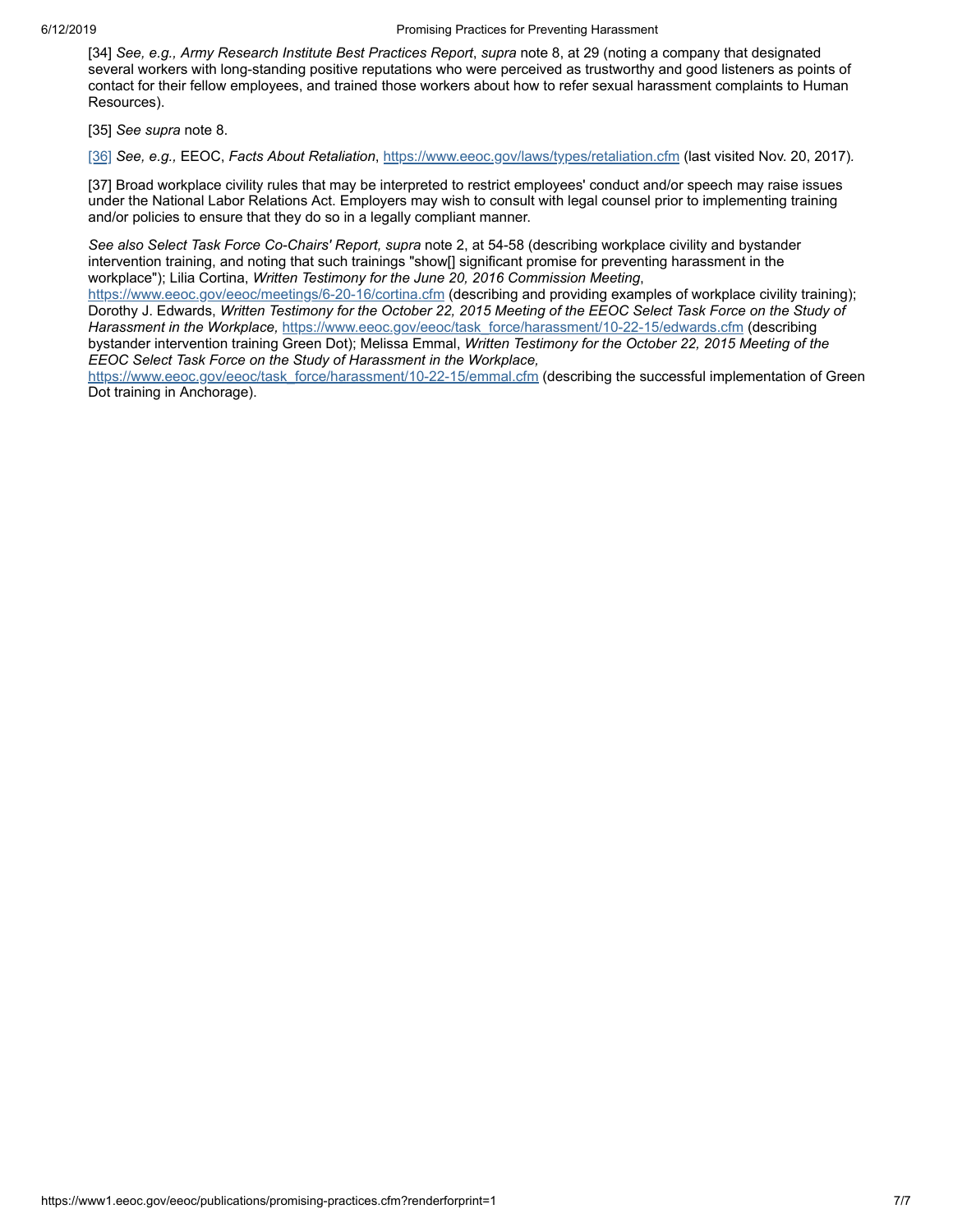[34] *See, e.g., Army Research Institute Best Practices Report*, *supra* note 8, at 29 (noting a company that designated several workers with long-standing positive reputations who were perceived as trustworthy and good listeners as points of contact for their fellow employees, and trained those workers about how to refer sexual harassment complaints to Human Resources).

[35] *See supra* note 8.

[36] *See, e.g.,* EEOC, *Facts About Retaliation*, https://www.eeoc.gov/laws/types/retaliation.cfm (last visited Nov. 20, 2017).

[37] Broad workplace civility rules that may be interpreted to restrict employees' conduct and/or speech may raise issues under the National Labor Relations Act. Employers may wish to consult with legal counsel prior to implementing training and/or policies to ensure that they do so in a legally compliant manner.

*See also Select Task Force Co-Chairs' Report, supra* note 2, at 54-58 (describing workplace civility and bystander intervention training, and noting that such trainings "show[] significant promise for preventing harassment in the workplace"); Lilia Cortina, *Written Testimony for the June 20, 2016 Commission Meeting*, https://www.eeoc.gov/eeoc/meetings/6-20-16/cortina.cfm (describing and providing examples of workplace civility training); Dorothy J. Edwards, *Written Testimony for the October 22, 2015 Meeting of the EEOC Select Task Force on the Study of Harassment in the Workplace,* https://www.eeoc.gov/eeoc/task_force/harassment/10-22-15/edwards.cfm (describing bystander intervention training Green Dot); Melissa Emmal, *Written Testimony for the October 22, 2015 Meeting of the EEOC Select Task Force on the Study of Harassment in the Workplace,* https://www.eeoc.gov/eeoc/task_force/harassment/10-22-15/emmal.cfm (describing the successful implementation of Green Dot training in Anchorage).